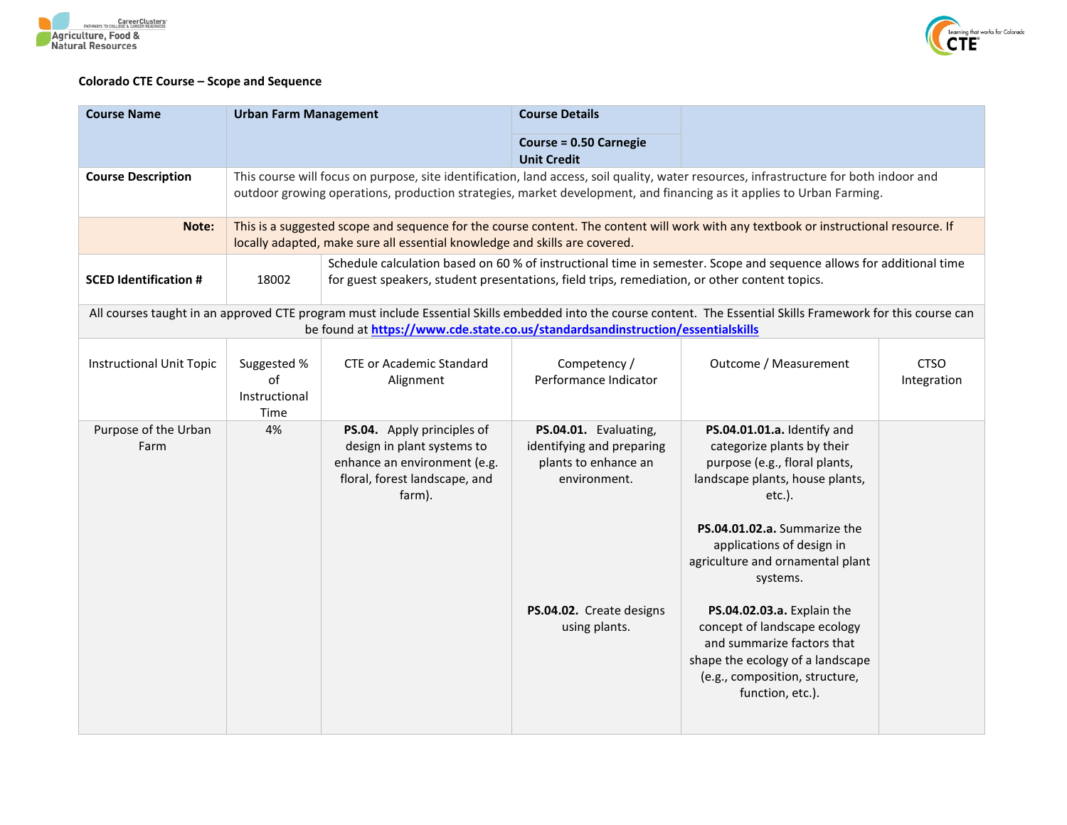**Colorado CTE Course – Scope and Sequence**

| Course Name | Urban Farm Management | Course Details | |
|---|---|---|---|
| | | Course = 0.50 Carnegie Unit Credit | |

| | |
|---|---|
| **Course Description** | This course will focus on purpose, site identification, land access, soil quality, water resources, infrastructure for both indoor and outdoor growing operations, production strategies, market development, and financing as it applies to Urban Farming. |
| **Note:** | This is a suggested scope and sequence for the course content. The content will work with any textbook or instructional resource. If locally adapted, make sure all essential knowledge and skills are covered. |

| | | |
|---|---|---|
| **SCED Identification #** | 18002 | Schedule calculation based on 60 % of instructional time in semester. Scope and sequence allows for additional time for guest speakers, student presentations, field trips, remediation, or other content topics. |

All courses taught in an approved CTE program must include Essential Skills embedded into the course content. The Essential Skills Framework for this course can be found at https://www.cde.state.co.us/standardsandinstruction/essentialskills

| Instructional Unit Topic | Suggested % of Instructional Time | CTE or Academic Standard Alignment | Competency / Performance Indicator | Outcome / Measurement | CTSO Integration |
|---|---|---|---|---|---|
| Purpose of the Urban Farm | 4% | **PS.04.** Apply principles of design in plant systems to enhance an environment (e.g. floral, forest landscape, and farm). | **PS.04.01.** Evaluating, identifying and preparing plants to enhance an environment. | **PS.04.01.01.a.** Identify and categorize plants by their purpose (e.g., floral plants, landscape plants, house plants, etc.).<br><br>**PS.04.01.02.a.** Summarize the applications of design in agriculture and ornamental plant systems. | |
| | | | **PS.04.02.** Create designs using plants. | **PS.04.02.03.a.** Explain the concept of landscape ecology and summarize factors that shape the ecology of a landscape (e.g., composition, structure, function, etc.). | |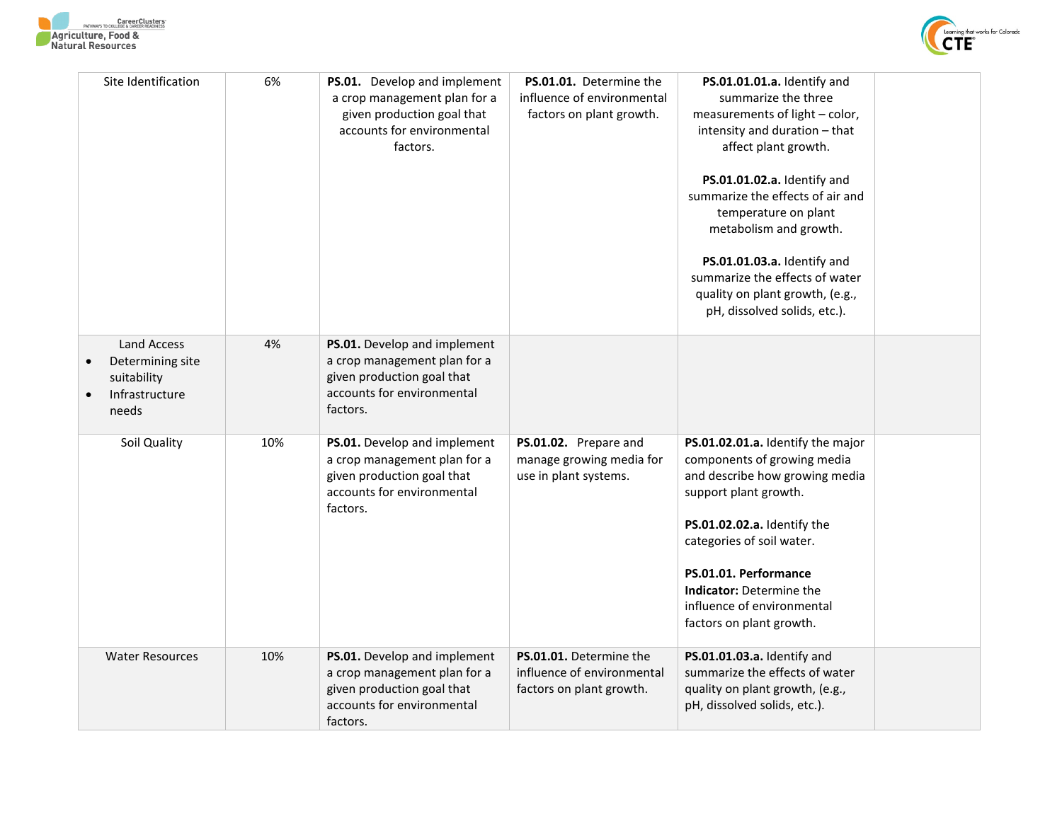| | | | | | |
|---|---|---|---|---|---|
| Site Identification | 6% | **PS.01.** Develop and implement a crop management plan for a given production goal that accounts for environmental factors. | **PS.01.01.** Determine the influence of environmental factors on plant growth. | **PS.01.01.01.a.** Identify and summarize the three measurements of light – color, intensity and duration – that affect plant growth.<br><br>**PS.01.01.02.a.** Identify and summarize the effects of air and temperature on plant metabolism and growth.<br><br>**PS.01.01.03.a.** Identify and summarize the effects of water quality on plant growth, (e.g., pH, dissolved solids, etc.). | |
| Land Access<br>• Determining site suitability<br>• Infrastructure needs | 4% | **PS.01.** Develop and implement a crop management plan for a given production goal that accounts for environmental factors. | | | |
| Soil Quality | 10% | **PS.01.** Develop and implement a crop management plan for a given production goal that accounts for environmental factors. | **PS.01.02.** Prepare and manage growing media for use in plant systems. | **PS.01.02.01.a.** Identify the major components of growing media and describe how growing media support plant growth.<br><br>**PS.01.02.02.a.** Identify the categories of soil water.<br><br>**PS.01.01. Performance Indicator:** Determine the influence of environmental factors on plant growth. | |
| Water Resources | 10% | **PS.01.** Develop and implement a crop management plan for a given production goal that accounts for environmental factors. | **PS.01.01.** Determine the influence of environmental factors on plant growth. | **PS.01.01.03.a.** Identify and summarize the effects of water quality on plant growth, (e.g., pH, dissolved solids, etc.). | |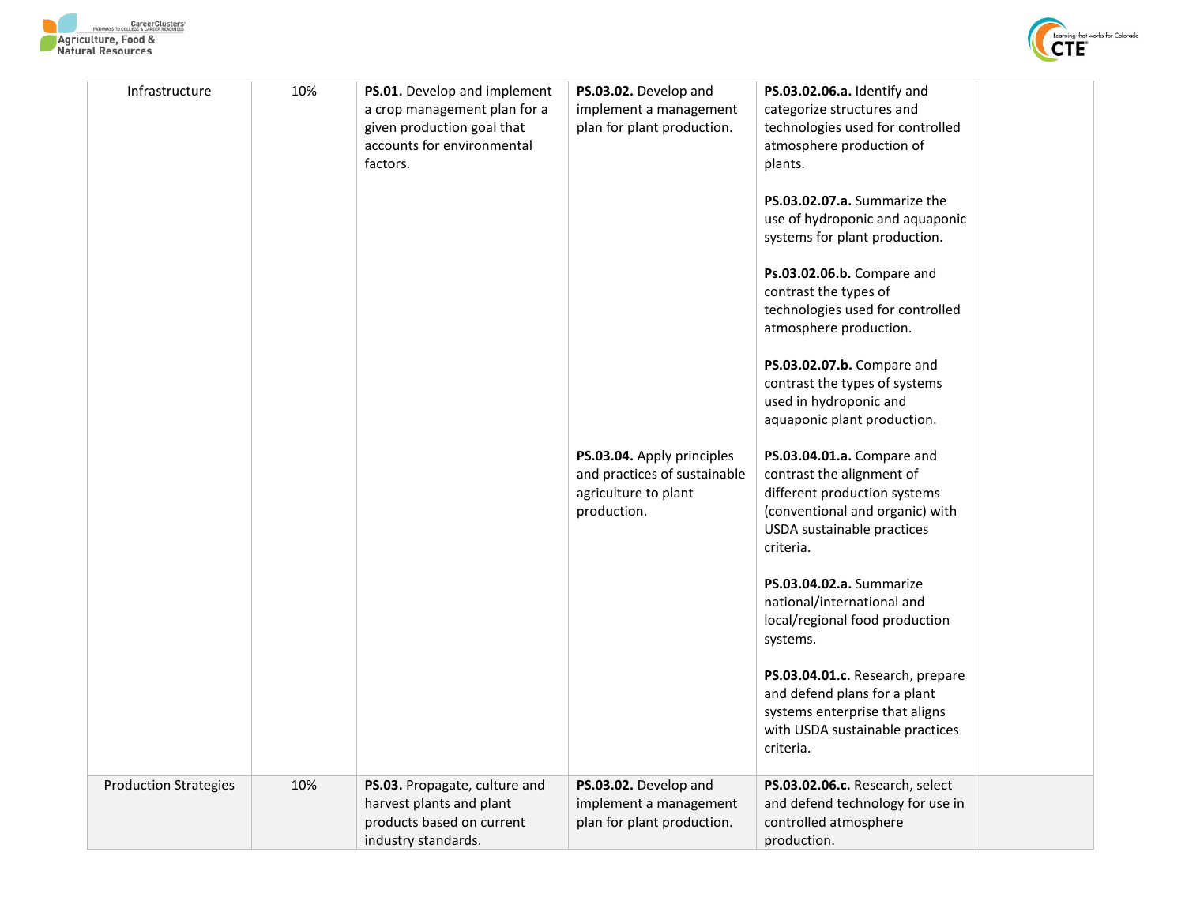| Infrastructure | 10% | **PS.01.** Develop and implement a crop management plan for a given production goal that accounts for environmental factors. | **PS.03.02.** Develop and implement a management plan for plant production. | **PS.03.02.06.a.** Identify and categorize structures and technologies used for controlled atmosphere production of plants.<br><br>**PS.03.02.07.a.** Summarize the use of hydroponic and aquaponic systems for plant production.<br><br>**Ps.03.02.06.b.** Compare and contrast the types of technologies used for controlled atmosphere production.<br><br>**PS.03.02.07.b.** Compare and contrast the types of systems used in hydroponic and aquaponic plant production. | |
|---|---|---|---|---|---|
| | | | **PS.03.04.** Apply principles and practices of sustainable agriculture to plant production. | **PS.03.04.01.a.** Compare and contrast the alignment of different production systems (conventional and organic) with USDA sustainable practices criteria.<br><br>**PS.03.04.02.a.** Summarize national/international and local/regional food production systems.<br><br>**PS.03.04.01.c.** Research, prepare and defend plans for a plant systems enterprise that aligns with USDA sustainable practices criteria. | |
| Production Strategies | 10% | **PS.03.** Propagate, culture and harvest plants and plant products based on current industry standards. | **PS.03.02.** Develop and implement a management plan for plant production. | **PS.03.02.06.c.** Research, select and defend technology for use in controlled atmosphere production. | |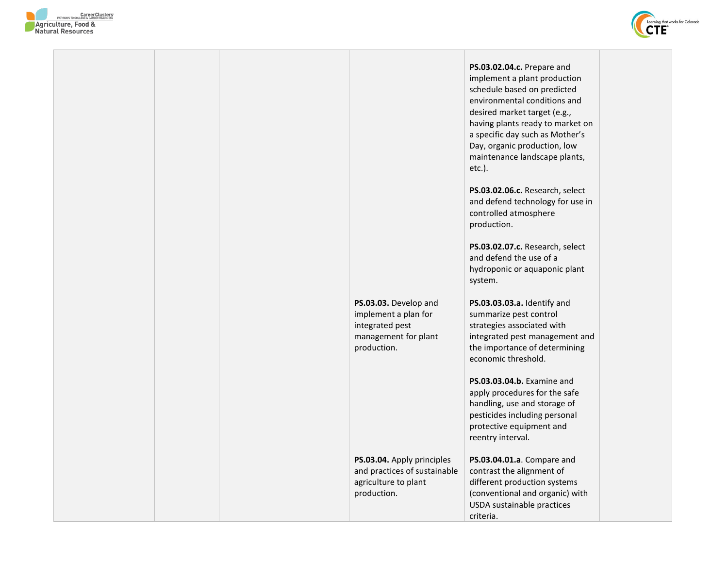| | | | | | |
|---|---|---|---|---|---|
| | | | | **PS.03.02.04.c.** Prepare and implement a plant production schedule based on predicted environmental conditions and desired market target (e.g., having plants ready to market on a specific day such as Mother's Day, organic production, low maintenance landscape plants, etc.).<br><br>**PS.03.02.06.c.** Research, select and defend technology for use in controlled atmosphere production.<br><br>**PS.03.02.07.c.** Research, select and defend the use of a hydroponic or aquaponic plant system. | |
| | | | **PS.03.03.** Develop and implement a plan for integrated pest management for plant production. | **PS.03.03.03.a.** Identify and summarize pest control strategies associated with integrated pest management and the importance of determining economic threshold.<br><br>**PS.03.03.04.b.** Examine and apply procedures for the safe handling, use and storage of pesticides including personal protective equipment and reentry interval. | |
| | | | **PS.03.04.** Apply principles and practices of sustainable agriculture to plant production. | **PS.03.04.01.a**. Compare and contrast the alignment of different production systems (conventional and organic) with USDA sustainable practices criteria. | |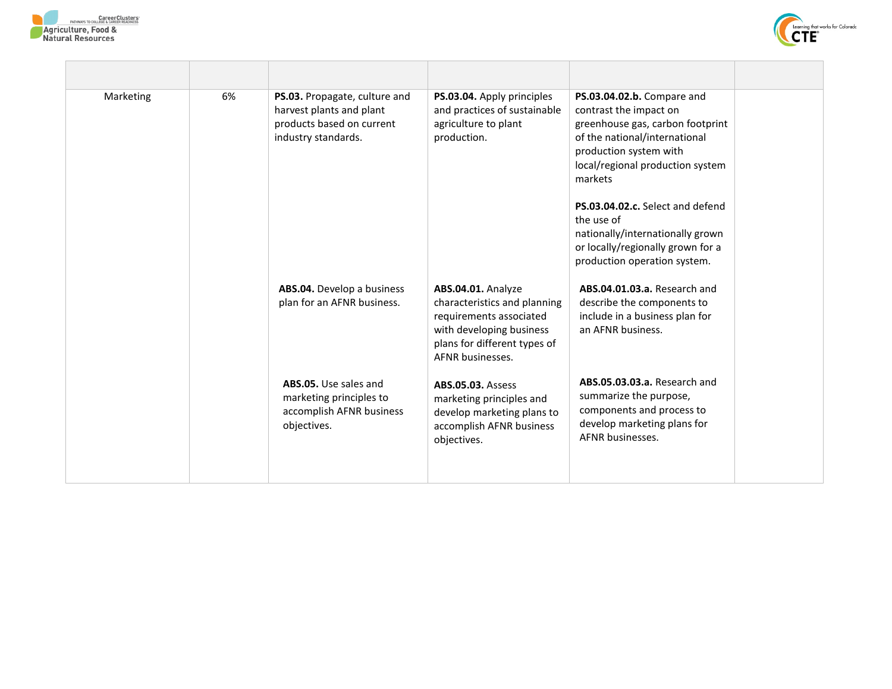| | | | | | |
|---|---|---|---|---|---|
| Marketing | 6% | **PS.03.** Propagate, culture and harvest plants and plant products based on current industry standards. | **PS.03.04.** Apply principles and practices of sustainable agriculture to plant production. | **PS.03.04.02.b.** Compare and contrast the impact on greenhouse gas, carbon footprint of the national/international production system with local/regional production system markets<br><br>**PS.03.04.02.c.** Select and defend the use of nationally/internationally grown or locally/regionally grown for a production operation system. | |
| | | **ABS.04.** Develop a business plan for an AFNR business. | **ABS.04.01.** Analyze characteristics and planning requirements associated with developing business plans for different types of AFNR businesses. | **ABS.04.01.03.a.** Research and describe the components to include in a business plan for an AFNR business. | |
| | | **ABS.05.** Use sales and marketing principles to accomplish AFNR business objectives. | **ABS.05.03.** Assess marketing principles and develop marketing plans to accomplish AFNR business objectives. | **ABS.05.03.03.a.** Research and summarize the purpose, components and process to develop marketing plans for AFNR businesses. | |